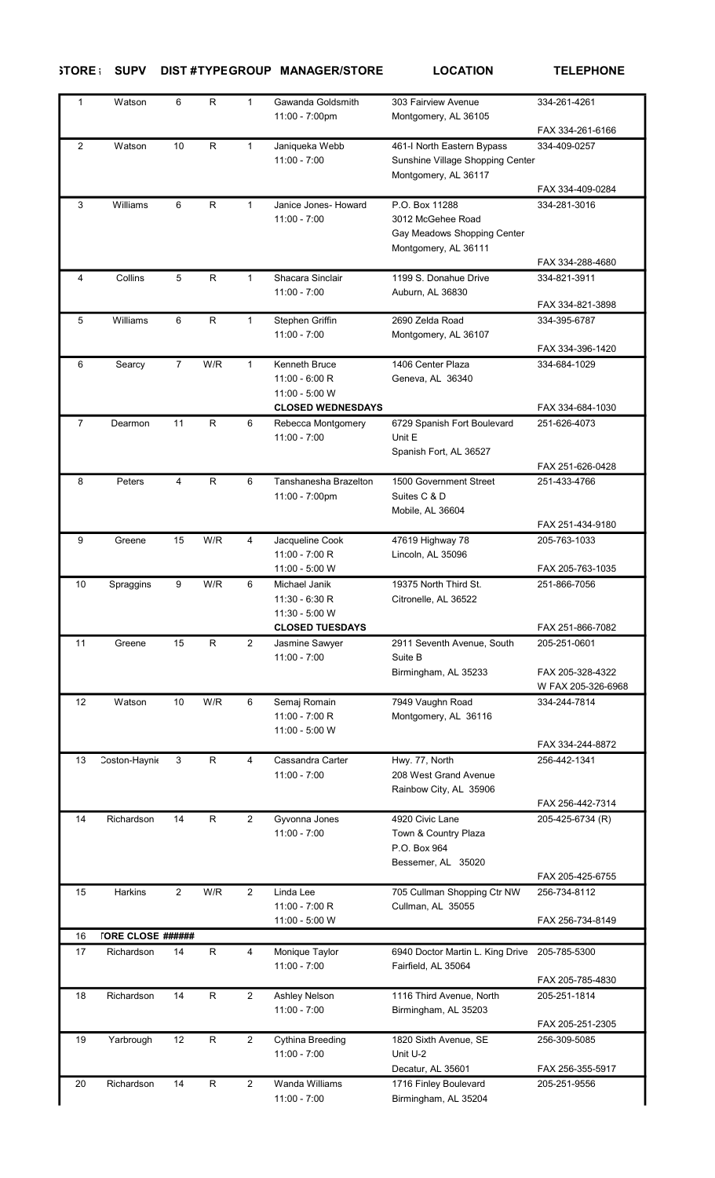| STORE # | SUPV | DIST # | TYPE | GROUP | MANAGER/STORE | LOCATION | TELEPHONE |
|---|---|---|---|---|---|---|---|
| 1 | Watson | 6 | R | 1 | Gawanda Goldsmith<br>11:00 - 7:00pm | 303 Fairview Avenue<br>Montgomery, AL 36105 | 334-261-4261<br>FAX 334-261-6166 |
| 2 | Watson | 10 | R | 1 | Janiqueka Webb<br>11:00 - 7:00 | 461-I North Eastern Bypass<br>Sunshine Village Shopping Center<br>Montgomery, AL 36117 | 334-409-0257<br>FAX 334-409-0284 |
| 3 | Williams | 6 | R | 1 | Janice Jones- Howard<br>11:00 - 7:00 | P.O. Box 11288<br>3012 McGehee Road<br>Gay Meadows Shopping Center<br>Montgomery, AL 36111 | 334-281-3016<br>FAX 334-288-4680 |
| 4 | Collins | 5 | R | 1 | Shacara Sinclair<br>11:00 - 7:00 | 1199 S. Donahue Drive<br>Auburn, AL 36830 | 334-821-3911<br>FAX 334-821-3898 |
| 5 | Williams | 6 | R | 1 | Stephen Griffin<br>11:00 - 7:00 | 2690 Zelda Road<br>Montgomery, AL 36107 | 334-395-6787<br>FAX 334-396-1420 |
| 6 | Searcy | 7 | W/R | 1 | Kenneth Bruce<br>11:00 - 6:00 R<br>11:00 - 5:00 W<br>**CLOSED WEDNESDAYS** | 1406 Center Plaza<br>Geneva, AL 36340 | 334-684-1029<br>FAX 334-684-1030 |
| 7 | Dearmon | 11 | R | 6 | Rebecca Montgomery<br>11:00 - 7:00 | 6729 Spanish Fort Boulevard<br>Unit E<br>Spanish Fort, AL 36527 | 251-626-4073<br>FAX 251-626-0428 |
| 8 | Peters | 4 | R | 6 | Tanshanesha Brazelton<br>11:00 - 7:00pm | 1500 Government Street<br>Suites C & D<br>Mobile, AL 36604 | 251-433-4766<br>FAX 251-434-9180 |
| 9 | Greene | 15 | W/R | 4 | Jacqueline Cook<br>11:00 - 7:00 R<br>11:00 - 5:00 W | 47619 Highway 78<br>Lincoln, AL 35096 | 205-763-1033<br>FAX 205-763-1035 |
| 10 | Spraggins | 9 | W/R | 6 | Michael Janik<br>11:30 - 6:30 R<br>11:30 - 5:00 W<br>**CLOSED TUESDAYS** | 19375 North Third St.<br>Citronelle, AL 36522 | 251-866-7056<br>FAX 251-866-7082 |
| 11 | Greene | 15 | R | 2 | Jasmine Sawyer<br>11:00 - 7:00 | 2911 Seventh Avenue, South<br>Suite B<br>Birmingham, AL 35233 | 205-251-0601<br>FAX 205-328-4322<br>W FAX 205-326-6968 |
| 12 | Watson | 10 | W/R | 6 | Semaj Romain<br>11:00 - 7:00 R<br>11:00 - 5:00 W | 7949 Vaughn Road<br>Montgomery, AL 36116 | 334-244-7814<br>FAX 334-244-8872 |
| 13 | Coston-Haynie | 3 | R | 4 | Cassandra Carter<br>11:00 - 7:00 | Hwy. 77, North<br>208 West Grand Avenue<br>Rainbow City, AL 35906 | 256-442-1341<br>FAX 256-442-7314 |
| 14 | Richardson | 14 | R | 2 | Gyvonna Jones<br>11:00 - 7:00 | 4920 Civic Lane<br>Town & Country Plaza<br>P.O. Box 964<br>Bessemer, AL 35020 | 205-425-6734 (R)<br>FAX 205-425-6755 |
| 15 | Harkins | 2 | W/R | 2 | Linda Lee<br>11:00 - 7:00 R<br>11:00 - 5:00 W | 705 Cullman Shopping Ctr NW<br>Cullman, AL 35055 | 256-734-8112<br>FAX 256-734-8149 |
| 16 | TORE CLOSE ###### | | | | | | |
| 17 | Richardson | 14 | R | 4 | Monique Taylor<br>11:00 - 7:00 | 6940 Doctor Martin L. King Drive<br>Fairfield, AL 35064 | 205-785-5300<br>FAX 205-785-4830 |
| 18 | Richardson | 14 | R | 2 | Ashley Nelson<br>11:00 - 7:00 | 1116 Third Avenue, North<br>Birmingham, AL 35203 | 205-251-1814<br>FAX 205-251-2305 |
| 19 | Yarbrough | 12 | R | 2 | Cythina Breeding<br>11:00 - 7:00 | 1820 Sixth Avenue, SE<br>Unit U-2<br>Decatur, AL 35601 | 256-309-5085<br>FAX 256-355-5917 |
| 20 | Richardson | 14 | R | 2 | Wanda Williams<br>11:00 - 7:00 | 1716 Finley Boulevard<br>Birmingham, AL 35204 | 205-251-9556 |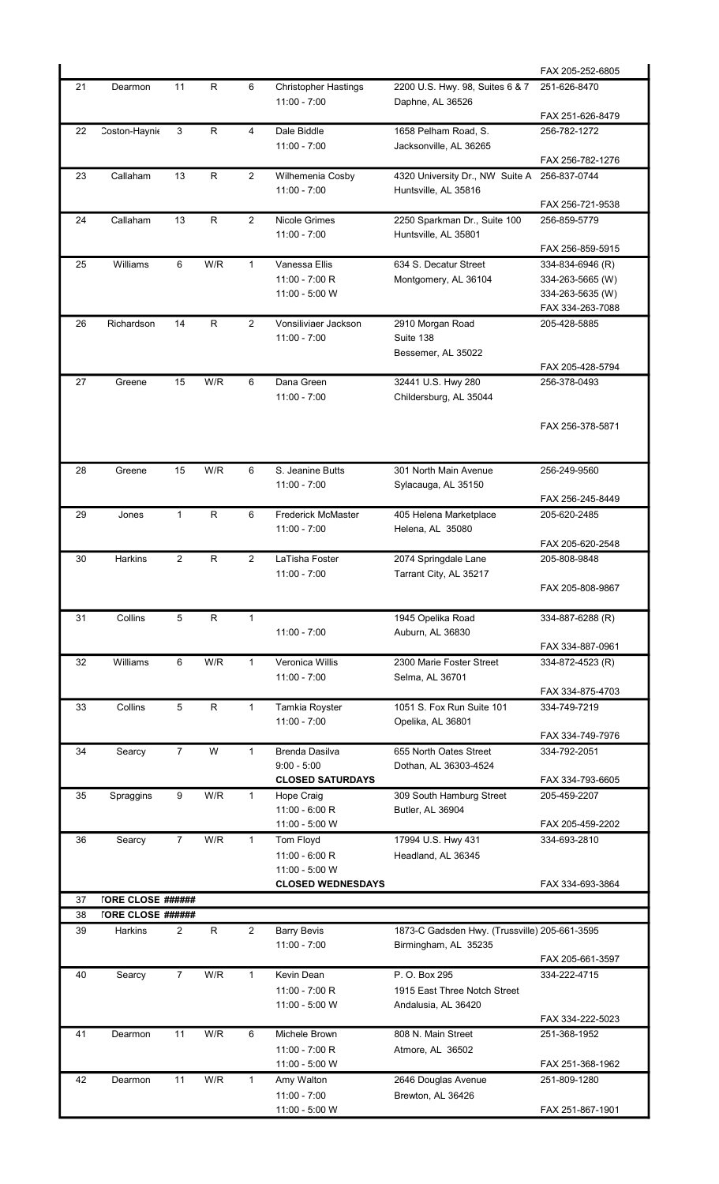| | | | | | | | |
|---|---|---|---|---|---|---|---|
| | | | | | | | FAX 205-252-6805 |
| 21 | Dearmon | 11 | R | 6 | Christopher Hastings<br>11:00 - 7:00 | 2200 U.S. Hwy. 98, Suites 6 & 7<br>Daphne, AL 36526 | 251-626-8470<br><br>FAX 251-626-8479 |
| 22 | Coston-Haynie | 3 | R | 4 | Dale Biddle<br>11:00 - 7:00 | 1658 Pelham Road, S.<br>Jacksonville, AL 36265 | 256-782-1272<br><br>FAX 256-782-1276 |
| 23 | Callaham | 13 | R | 2 | Wilhemenia Cosby<br>11:00 - 7:00 | 4320 University Dr., NW Suite A<br>Huntsville, AL 35816 | 256-837-0744<br><br>FAX 256-721-9538 |
| 24 | Callaham | 13 | R | 2 | Nicole Grimes<br>11:00 - 7:00 | 2250 Sparkman Dr., Suite 100<br>Huntsville, AL 35801 | 256-859-5779<br><br>FAX 256-859-5915 |
| 25 | Williams | 6 | W/R | 1 | Vanessa Ellis<br>11:00 - 7:00 R<br>11:00 - 5:00 W | 634 S. Decatur Street<br>Montgomery, AL 36104 | 334-834-6946 (R)<br>334-263-5665 (W)<br>334-263-5635 (W)<br>FAX 334-263-7088 |
| 26 | Richardson | 14 | R | 2 | Vonsiliviaer Jackson<br>11:00 - 7:00 | 2910 Morgan Road<br>Suite 138<br>Bessemer, AL 35022 | 205-428-5885<br><br>FAX 205-428-5794 |
| 27 | Greene | 15 | W/R | 6 | Dana Green<br>11:00 - 7:00 | 32441 U.S. Hwy 280<br>Childersburg, AL 35044 | 256-378-0493<br><br>FAX 256-378-5871 |
| 28 | Greene | 15 | W/R | 6 | S. Jeanine Butts<br>11:00 - 7:00 | 301 North Main Avenue<br>Sylacauga, AL 35150 | 256-249-9560<br><br>FAX 256-245-8449 |
| 29 | Jones | 1 | R | 6 | Frederick McMaster<br>11:00 - 7:00 | 405 Helena Marketplace<br>Helena, AL 35080 | 205-620-2485<br><br>FAX 205-620-2548 |
| 30 | Harkins | 2 | R | 2 | LaTisha Foster<br>11:00 - 7:00 | 2074 Springdale Lane<br>Tarrant City, AL 35217 | 205-808-9848<br><br>FAX 205-808-9867 |
| 31 | Collins | 5 | R | 1 | <br>11:00 - 7:00 | 1945 Opelika Road<br>Auburn, AL 36830 | 334-887-6288 (R)<br><br>FAX 334-887-0961 |
| 32 | Williams | 6 | W/R | 1 | Veronica Willis<br>11:00 - 7:00 | 2300 Marie Foster Street<br>Selma, AL 36701 | 334-872-4523 (R)<br><br>FAX 334-875-4703 |
| 33 | Collins | 5 | R | 1 | Tamkia Royster<br>11:00 - 7:00 | 1051 S. Fox Run Suite 101<br>Opelika, AL 36801 | 334-749-7219<br><br>FAX 334-749-7976 |
| 34 | Searcy | 7 | W | 1 | Brenda Dasilva<br>9:00 - 5:00<br>**CLOSED SATURDAYS** | 655 North Oates Street<br>Dothan, AL 36303-4524 | 334-792-2051<br><br>FAX 334-793-6605 |
| 35 | Spraggins | 9 | W/R | 1 | Hope Craig<br>11:00 - 6:00 R<br>11:00 - 5:00 W | 309 South Hamburg Street<br>Butler, AL 36904 | 205-459-2207<br><br>FAX 205-459-2202 |
| 36 | Searcy | 7 | W/R | 1 | Tom Floyd<br>11:00 - 6:00 R<br>11:00 - 5:00 W<br>**CLOSED WEDNESDAYS** | 17994 U.S. Hwy 431<br>Headland, AL 36345 | 334-693-2810<br><br>FAX 334-693-3864 |
| 37 | **TORE CLOSE ######** | | | | | | |
| 38 | **TORE CLOSE ######** | | | | | | |
| 39 | Harkins | 2 | R | 2 | Barry Bevis<br>11:00 - 7:00 | 1873-C Gadsden Hwy. (Trussville)<br>Birmingham, AL 35235 | 205-661-3595<br><br>FAX 205-661-3597 |
| 40 | Searcy | 7 | W/R | 1 | Kevin Dean<br>11:00 - 7:00 R<br>11:00 - 5:00 W | P. O. Box 295<br>1915 East Three Notch Street<br>Andalusia, AL 36420 | 334-222-4715<br><br>FAX 334-222-5023 |
| 41 | Dearmon | 11 | W/R | 6 | Michele Brown<br>11:00 - 7:00 R<br>11:00 - 5:00 W | 808 N. Main Street<br>Atmore, AL 36502 | 251-368-1952<br><br>FAX 251-368-1962 |
| 42 | Dearmon | 11 | W/R | 1 | Amy Walton<br>11:00 - 7:00<br>11:00 - 5:00 W | 2646 Douglas Avenue<br>Brewton, AL 36426 | 251-809-1280<br><br>FAX 251-867-1901 |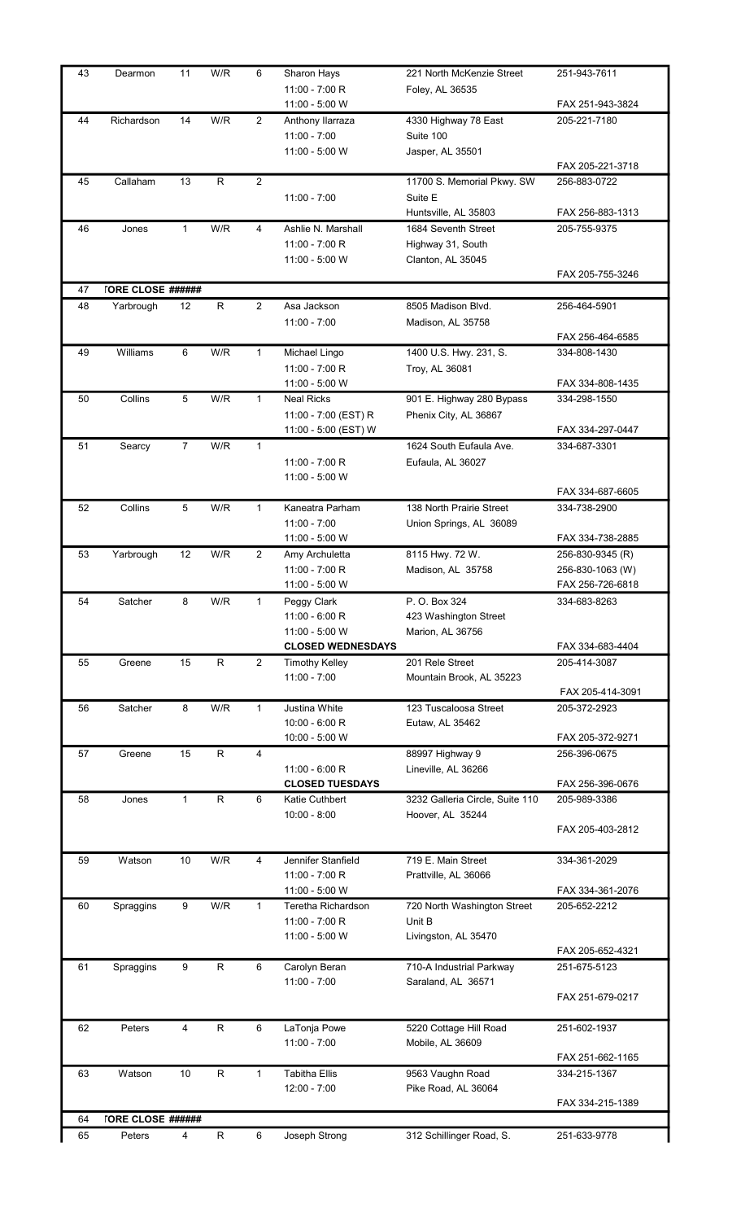| 43 | Dearmon | 11 | W/R | 6 | Sharon Hays<br>11:00 - 7:00 R<br>11:00 - 5:00 W | 221 North McKenzie Street<br>Foley, AL 36535 | 251-943-7611<br>FAX 251-943-3824 |
|---|---|---|---|---|---|---|---|
| 44 | Richardson | 14 | W/R | 2 | Anthony Ilarraza<br>11:00 - 7:00<br>11:00 - 5:00 W | 4330 Highway 78 East<br>Suite 100<br>Jasper, AL 35501 | 205-221-7180<br>FAX 205-221-3718 |
| 45 | Callaham | 13 | R | 2 | 11:00 - 7:00 | 11700 S. Memorial Pkwy. SW<br>Suite E<br>Huntsville, AL 35803 | 256-883-0722<br>FAX 256-883-1313 |
| 46 | Jones | 1 | W/R | 4 | Ashlie N. Marshall<br>11:00 - 7:00 R<br>11:00 - 5:00 W | 1684 Seventh Street<br>Highway 31, South<br>Clanton, AL 35045 | 205-755-9375<br>FAX 205-755-3246 |
| 47 | TORE CLOSE ###### | | | | | | |
| 48 | Yarbrough | 12 | R | 2 | Asa Jackson<br>11:00 - 7:00 | 8505 Madison Blvd.<br>Madison, AL 35758 | 256-464-5901<br>FAX 256-464-6585 |
| 49 | Williams | 6 | W/R | 1 | Michael Lingo<br>11:00 - 7:00 R<br>11:00 - 5:00 W | 1400 U.S. Hwy. 231, S.<br>Troy, AL 36081 | 334-808-1430<br>FAX 334-808-1435 |
| 50 | Collins | 5 | W/R | 1 | Neal Ricks<br>11:00 - 7:00 (EST) R<br>11:00 - 5:00 (EST) W | 901 E. Highway 280 Bypass<br>Phenix City, AL 36867 | 334-298-1550<br>FAX 334-297-0447 |
| 51 | Searcy | 7 | W/R | 1 | 11:00 - 7:00 R<br>11:00 - 5:00 W | 1624 South Eufaula Ave.<br>Eufaula, AL 36027 | 334-687-3301<br>FAX 334-687-6605 |
| 52 | Collins | 5 | W/R | 1 | Kaneatra Parham<br>11:00 - 7:00<br>11:00 - 5:00 W | 138 North Prairie Street<br>Union Springs, AL 36089 | 334-738-2900<br>FAX 334-738-2885 |
| 53 | Yarbrough | 12 | W/R | 2 | Amy Archuletta<br>11:00 - 7:00 R<br>11:00 - 5:00 W | 8115 Hwy. 72 W.<br>Madison, AL 35758 | 256-830-9345 (R)<br>256-830-1063 (W)<br>FAX 256-726-6818 |
| 54 | Satcher | 8 | W/R | 1 | Peggy Clark<br>11:00 - 6:00 R<br>11:00 - 5:00 W<br>**CLOSED WEDNESDAYS** | P. O. Box 324<br>423 Washington Street<br>Marion, AL 36756 | 334-683-8263<br>FAX 334-683-4404 |
| 55 | Greene | 15 | R | 2 | Timothy Kelley<br>11:00 - 7:00 | 201 Rele Street<br>Mountain Brook, AL 35223 | 205-414-3087<br>FAX 205-414-3091 |
| 56 | Satcher | 8 | W/R | 1 | Justina White<br>10:00 - 6:00 R<br>10:00 - 5:00 W | 123 Tuscaloosa Street<br>Eutaw, AL 35462 | 205-372-2923<br>FAX 205-372-9271 |
| 57 | Greene | 15 | R | 4 | 11:00 - 6:00 R<br>**CLOSED TUESDAYS** | 88997 Highway 9<br>Lineville, AL 36266 | 256-396-0675<br>FAX 256-396-0676 |
| 58 | Jones | 1 | R | 6 | Katie Cuthbert<br>10:00 - 8:00 | 3232 Galleria Circle, Suite 110<br>Hoover, AL 35244 | 205-989-3386<br>FAX 205-403-2812 |
| 59 | Watson | 10 | W/R | 4 | Jennifer Stanfield<br>11:00 - 7:00 R<br>11:00 - 5:00 W | 719 E. Main Street<br>Prattville, AL 36066 | 334-361-2029<br>FAX 334-361-2076 |
| 60 | Spraggins | 9 | W/R | 1 | Teretha Richardson<br>11:00 - 7:00 R<br>11:00 - 5:00 W | 720 North Washington Street<br>Unit B<br>Livingston, AL 35470 | 205-652-2212<br>FAX 205-652-4321 |
| 61 | Spraggins | 9 | R | 6 | Carolyn Beran<br>11:00 - 7:00 | 710-A Industrial Parkway<br>Saraland, AL 36571 | 251-675-5123<br>FAX 251-679-0217 |
| 62 | Peters | 4 | R | 6 | LaTonja Powe<br>11:00 - 7:00 | 5220 Cottage Hill Road<br>Mobile, AL 36609 | 251-602-1937<br>FAX 251-662-1165 |
| 63 | Watson | 10 | R | 1 | Tabitha Ellis<br>12:00 - 7:00 | 9563 Vaughn Road<br>Pike Road, AL 36064 | 334-215-1367<br>FAX 334-215-1389 |
| 64 | TORE CLOSE ###### | | | | | | |
| 65 | Peters | 4 | R | 6 | Joseph Strong | 312 Schillinger Road, S. | 251-633-9778 |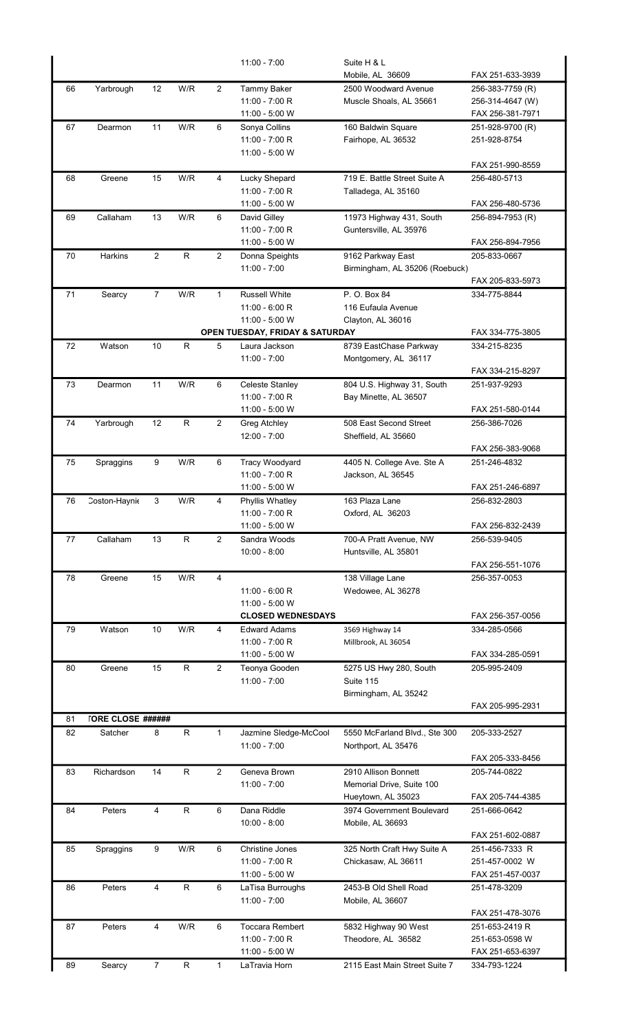| | | | | | | | |
|---|---|---|---|---|---|---|---|
| | | | | | 11:00 - 7:00 | Suite H & L<br>Mobile, AL 36609 | FAX 251-633-3939 |
| 66 | Yarbrough | 12 | W/R | 2 | Tammy Baker<br>11:00 - 7:00 R<br>11:00 - 5:00 W | 2500 Woodward Avenue<br>Muscle Shoals, AL 35661 | 256-383-7759 (R)<br>256-314-4647 (W)<br>FAX 256-381-7971 |
| 67 | Dearmon | 11 | W/R | 6 | Sonya Collins<br>11:00 - 7:00 R<br>11:00 - 5:00 W | 160 Baldwin Square<br>Fairhope, AL 36532 | 251-928-9700 (R)<br>251-928-8754<br>FAX 251-990-8559 |
| 68 | Greene | 15 | W/R | 4 | Lucky Shepard<br>11:00 - 7:00 R<br>11:00 - 5:00 W | 719 E. Battle Street Suite A<br>Talladega, AL 35160 | 256-480-5713<br>FAX 256-480-5736 |
| 69 | Callaham | 13 | W/R | 6 | David Gilley<br>11:00 - 7:00 R<br>11:00 - 5:00 W | 11973 Highway 431, South<br>Guntersville, AL 35976 | 256-894-7953 (R)<br>FAX 256-894-7956 |
| 70 | Harkins | 2 | R | 2 | Donna Speights<br>11:00 - 7:00 | 9162 Parkway East<br>Birmingham, AL 35206 (Roebuck) | 205-833-0667<br>FAX 205-833-5973 |
| 71 | Searcy | 7 | W/R | 1 | Russell White<br>11:00 - 6:00 R<br>11:00 - 5:00 W<br>**OPEN TUESDAY, FRIDAY & SATURDAY** | P. O. Box 84<br>116 Eufaula Avenue<br>Clayton, AL 36016 | 334-775-8844<br>FAX 334-775-3805 |
| 72 | Watson | 10 | R | 5 | Laura Jackson<br>11:00 - 7:00 | 8739 EastChase Parkway<br>Montgomery, AL 36117 | 334-215-8235<br>FAX 334-215-8297 |
| 73 | Dearmon | 11 | W/R | 6 | Celeste Stanley<br>11:00 - 7:00 R<br>11:00 - 5:00 W | 804 U.S. Highway 31, South<br>Bay Minette, AL 36507 | 251-937-9293<br>FAX 251-580-0144 |
| 74 | Yarbrough | 12 | R | 2 | Greg Atchley<br>12:00 - 7:00 | 508 East Second Street<br>Sheffield, AL 35660 | 256-386-7026<br>FAX 256-383-9068 |
| 75 | Spraggins | 9 | W/R | 6 | Tracy Woodyard<br>11:00 - 7:00 R<br>11:00 - 5:00 W | 4405 N. College Ave. Ste A<br>Jackson, AL 36545 | 251-246-4832<br>FAX 251-246-6897 |
| 76 | Coston-Haynie | 3 | W/R | 4 | Phyllis Whatley<br>11:00 - 7:00 R<br>11:00 - 5:00 W | 163 Plaza Lane<br>Oxford, AL 36203 | 256-832-2803<br>FAX 256-832-2439 |
| 77 | Callaham | 13 | R | 2 | Sandra Woods<br>10:00 - 8:00 | 700-A Pratt Avenue, NW<br>Huntsville, AL 35801 | 256-539-9405<br>FAX 256-551-1076 |
| 78 | Greene | 15 | W/R | 4 | 11:00 - 6:00 R<br>11:00 - 5:00 W<br>**CLOSED WEDNESDAYS** | 138 Village Lane<br>Wedowee, AL 36278 | 256-357-0053<br>FAX 256-357-0056 |
| 79 | Watson | 10 | W/R | 4 | Edward Adams<br>11:00 - 7:00 R<br>11:00 - 5:00 W | 3569 Highway 14<br>Millbrook, AL 36054 | 334-285-0566<br>FAX 334-285-0591 |
| 80 | Greene | 15 | R | 2 | Teonya Gooden<br>11:00 - 7:00 | 5275 US Hwy 280, South<br>Suite 115<br>Birmingham, AL 35242 | 205-995-2409<br>FAX 205-995-2931 |
| 81 | TORE CLOSE ###### | | | | | | |
| 82 | Satcher | 8 | R | 1 | Jazmine Sledge-McCool<br>11:00 - 7:00 | 5550 McFarland Blvd., Ste 300<br>Northport, AL 35476 | 205-333-2527<br>FAX 205-333-8456 |
| 83 | Richardson | 14 | R | 2 | Geneva Brown<br>11:00 - 7:00 | 2910 Allison Bonnett<br>Memorial Drive, Suite 100<br>Hueytown, AL 35023 | 205-744-0822<br>FAX 205-744-4385 |
| 84 | Peters | 4 | R | 6 | Dana Riddle<br>10:00 - 8:00 | 3974 Government Boulevard<br>Mobile, AL 36693 | 251-666-0642<br>FAX 251-602-0887 |
| 85 | Spraggins | 9 | W/R | 6 | Christine Jones<br>11:00 - 7:00 R<br>11:00 - 5:00 W | 325 North Craft Hwy Suite A<br>Chickasaw, AL 36611 | 251-456-7333 R<br>251-457-0002 W<br>FAX 251-457-0037 |
| 86 | Peters | 4 | R | 6 | LaTisa Burroughs<br>11:00 - 7:00 | 2453-B Old Shell Road<br>Mobile, AL 36607 | 251-478-3209<br>FAX 251-478-3076 |
| 87 | Peters | 4 | W/R | 6 | Toccara Rembert<br>11:00 - 7:00 R<br>11:00 - 5:00 W | 5832 Highway 90 West<br>Theodore, AL 36582 | 251-653-2419 R<br>251-653-0598 W<br>FAX 251-653-6397 |
| 89 | Searcy | 7 | R | 1 | LaTravia Horn | 2115 East Main Street Suite 7 | 334-793-1224 |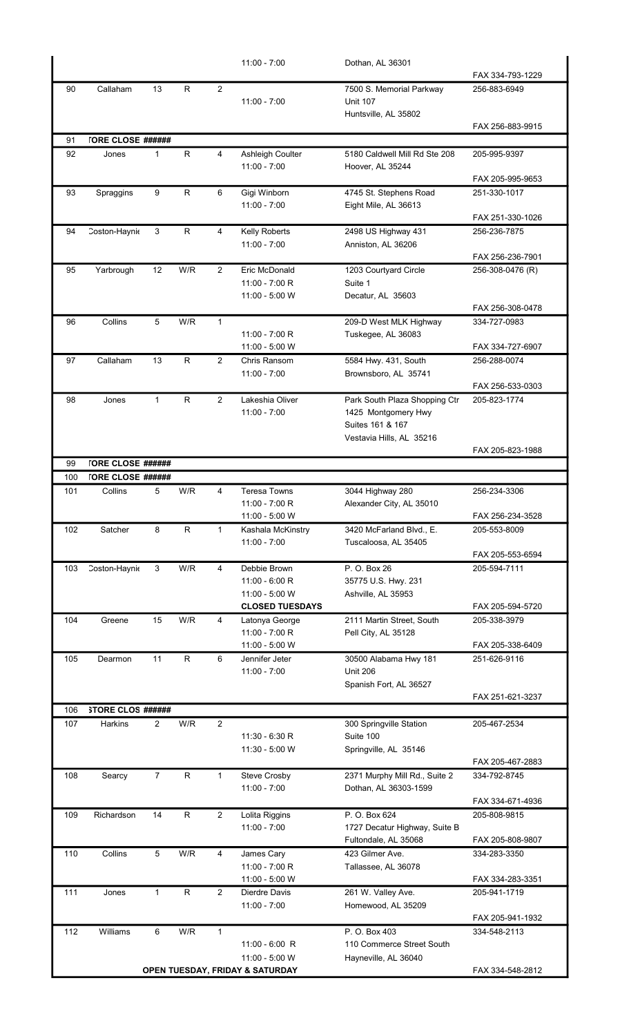| | | | | | | | |
|---|---|---|---|---|---|---|---|
| | | | | | 11:00 - 7:00 | Dothan, AL 36301 | FAX 334-793-1229 |
| 90 | Callaham | 13 | R | 2 | 11:00 - 7:00 | 7500 S. Memorial Parkway<br>Unit 107<br>Huntsville, AL 35802 | 256-883-6949<br>FAX 256-883-9915 |
| 91 | TORE CLOSE ###### | | | | | | |
| 92 | Jones | 1 | R | 4 | Ashleigh Coulter<br>11:00 - 7:00 | 5180 Caldwell Mill Rd Ste 208<br>Hoover, AL 35244 | 205-995-9397<br>FAX 205-995-9653 |
| 93 | Spraggins | 9 | R | 6 | Gigi Winborn<br>11:00 - 7:00 | 4745 St. Stephens Road<br>Eight Mile, AL 36613 | 251-330-1017<br>FAX 251-330-1026 |
| 94 | Coston-Haynie | 3 | R | 4 | Kelly Roberts<br>11:00 - 7:00 | 2498 US Highway 431<br>Anniston, AL 36206 | 256-236-7875<br>FAX 256-236-7901 |
| 95 | Yarbrough | 12 | W/R | 2 | Eric McDonald<br>11:00 - 7:00 R<br>11:00 - 5:00 W | 1203 Courtyard Circle<br>Suite 1<br>Decatur, AL 35603 | 256-308-0476 (R)<br>FAX 256-308-0478 |
| 96 | Collins | 5 | W/R | 1 | 11:00 - 7:00 R<br>11:00 - 5:00 W | 209-D West MLK Highway<br>Tuskegee, AL 36083 | 334-727-0983<br>FAX 334-727-6907 |
| 97 | Callaham | 13 | R | 2 | Chris Ransom<br>11:00 - 7:00 | 5584 Hwy. 431, South<br>Brownsboro, AL 35741 | 256-288-0074<br>FAX 256-533-0303 |
| 98 | Jones | 1 | R | 2 | Lakeshia Oliver<br>11:00 - 7:00 | Park South Plaza Shopping Ctr<br>1425 Montgomery Hwy<br>Suites 161 & 167<br>Vestavia Hills, AL 35216 | 205-823-1774<br>FAX 205-823-1988 |
| 99 | TORE CLOSE ###### | | | | | | |
| 100 | TORE CLOSE ###### | | | | | | |
| 101 | Collins | 5 | W/R | 4 | Teresa Towns<br>11:00 - 7:00 R<br>11:00 - 5:00 W | 3044 Highway 280<br>Alexander City, AL 35010 | 256-234-3306<br>FAX 256-234-3528 |
| 102 | Satcher | 8 | R | 1 | Kashala McKinstry<br>11:00 - 7:00 | 3420 McFarland Blvd., E.<br>Tuscaloosa, AL 35405 | 205-553-8009<br>FAX 205-553-6594 |
| 103 | Coston-Haynie | 3 | W/R | 4 | Debbie Brown<br>11:00 - 6:00 R<br>11:00 - 5:00 W<br>**CLOSED TUESDAYS** | P. O. Box 26<br>35775 U.S. Hwy. 231<br>Ashville, AL 35953 | 205-594-7111<br>FAX 205-594-5720 |
| 104 | Greene | 15 | W/R | 4 | Latonya George<br>11:00 - 7:00 R<br>11:00 - 5:00 W | 2111 Martin Street, South<br>Pell City, AL 35128 | 205-338-3979<br>FAX 205-338-6409 |
| 105 | Dearmon | 11 | R | 6 | Jennifer Jeter<br>11:00 - 7:00 | 30500 Alabama Hwy 181<br>Unit 206<br>Spanish Fort, AL 36527 | 251-626-9116<br>FAX 251-621-3237 |
| 106 | STORE CLOS ###### | | | | | | |
| 107 | Harkins | 2 | W/R | 2 | 11:30 - 6:30 R<br>11:30 - 5:00 W | 300 Springville Station<br>Suite 100<br>Springville, AL 35146 | 205-467-2534<br>FAX 205-467-2883 |
| 108 | Searcy | 7 | R | 1 | Steve Crosby<br>11:00 - 7:00 | 2371 Murphy Mill Rd., Suite 2<br>Dothan, AL 36303-1599 | 334-792-8745<br>FAX 334-671-4936 |
| 109 | Richardson | 14 | R | 2 | Lolita Riggins<br>11:00 - 7:00 | P. O. Box 624<br>1727 Decatur Highway, Suite B<br>Fultondale, AL 35068 | 205-808-9815<br>FAX 205-808-9807 |
| 110 | Collins | 5 | W/R | 4 | James Cary<br>11:00 - 7:00 R<br>11:00 - 5:00 W | 423 Gilmer Ave.<br>Tallassee, AL 36078 | 334-283-3350<br>FAX 334-283-3351 |
| 111 | Jones | 1 | R | 2 | Dierdre Davis<br>11:00 - 7:00 | 261 W. Valley Ave.<br>Homewood, AL 35209 | 205-941-1719<br>FAX 205-941-1932 |
| 112 | Williams | 6 | W/R | 1 | 11:00 - 6:00 R<br>11:00 - 5:00 W<br>**OPEN TUESDAY, FRIDAY & SATURDAY** | P. O. Box 403<br>110 Commerce Street South<br>Hayneville, AL 36040 | 334-548-2113<br>FAX 334-548-2812 |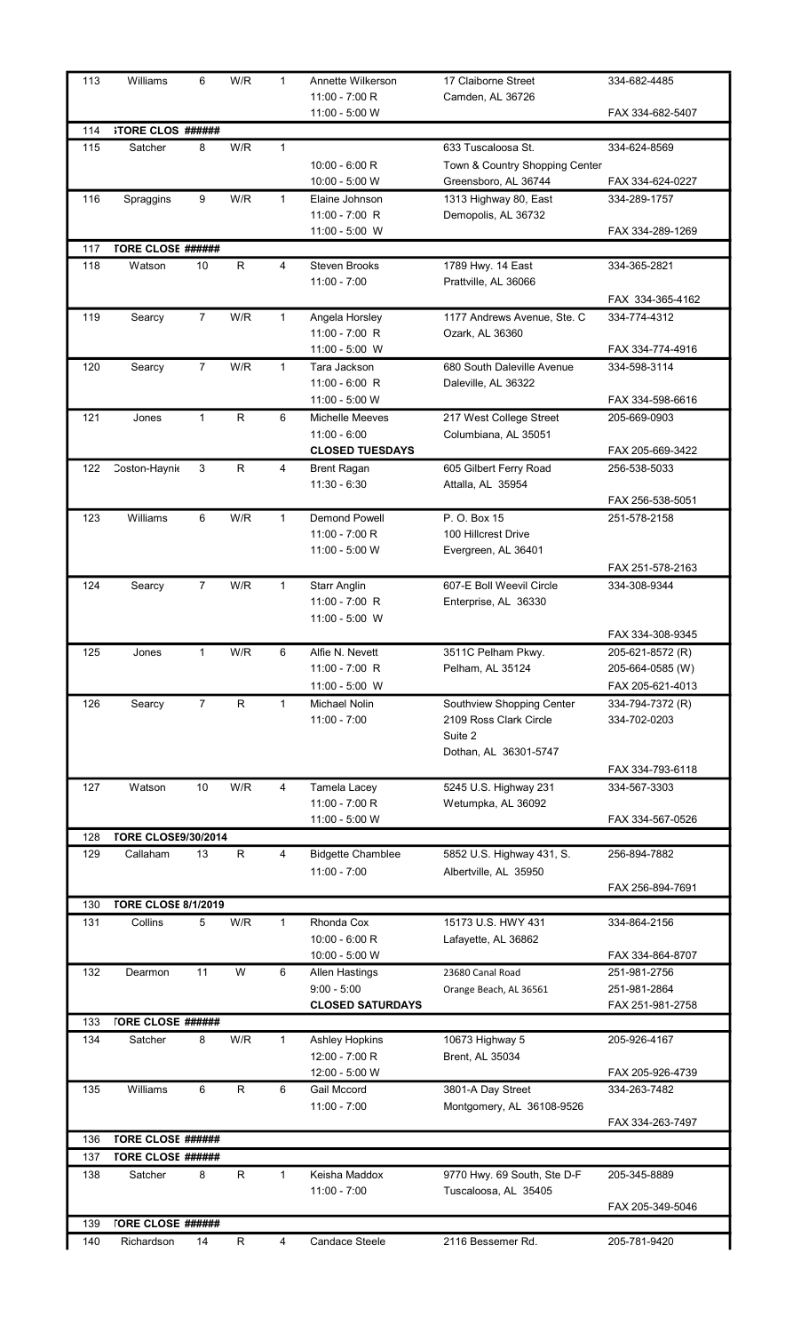| | | | | | | | |
|---|---|---|---|---|---|---|---|
| 113 | Williams | 6 | W/R | 1 | Annette Wilkerson<br>11:00 - 7:00 R<br>11:00 - 5:00 W | 17 Claiborne Street<br>Camden, AL 36726 | 334-682-4485<br>FAX 334-682-5407 |
| 114 | ;TORE CLOS ###### | | | | | | |
| 115 | Satcher | 8 | W/R | 1 | 10:00 - 6:00 R<br>10:00 - 5:00 W | 633 Tuscaloosa St.<br>Town & Country Shopping Center<br>Greensboro, AL 36744 | 334-624-8569<br>FAX 334-624-0227 |
| 116 | Spraggins | 9 | W/R | 1 | Elaine Johnson<br>11:00 - 7:00 R<br>11:00 - 5:00 W | 1313 Highway 80, East<br>Demopolis, AL 36732 | 334-289-1757<br>FAX 334-289-1269 |
| 117 | TORE CLOSE ###### | | | | | | |
| 118 | Watson | 10 | R | 4 | Steven Brooks<br>11:00 - 7:00 | 1789 Hwy. 14 East<br>Prattville, AL 36066 | 334-365-2821<br>FAX 334-365-4162 |
| 119 | Searcy | 7 | W/R | 1 | Angela Horsley<br>11:00 - 7:00 R<br>11:00 - 5:00 W | 1177 Andrews Avenue, Ste. C<br>Ozark, AL 36360 | 334-774-4312<br>FAX 334-774-4916 |
| 120 | Searcy | 7 | W/R | 1 | Tara Jackson<br>11:00 - 6:00 R<br>11:00 - 5:00 W | 680 South Daleville Avenue<br>Daleville, AL 36322 | 334-598-3114<br>FAX 334-598-6616 |
| 121 | Jones | 1 | R | 6 | Michelle Meeves<br>11:00 - 6:00<br>**CLOSED TUESDAYS** | 217 West College Street<br>Columbiana, AL 35051 | 205-669-0903<br>FAX 205-669-3422 |
| 122 | Coston-Haynie | 3 | R | 4 | Brent Ragan<br>11:30 - 6:30 | 605 Gilbert Ferry Road<br>Attalla, AL 35954 | 256-538-5033<br>FAX 256-538-5051 |
| 123 | Williams | 6 | W/R | 1 | Demond Powell<br>11:00 - 7:00 R<br>11:00 - 5:00 W | P. O. Box 15<br>100 Hillcrest Drive<br>Evergreen, AL 36401 | 251-578-2158<br>FAX 251-578-2163 |
| 124 | Searcy | 7 | W/R | 1 | Starr Anglin<br>11:00 - 7:00 R<br>11:00 - 5:00 W | 607-E Boll Weevil Circle<br>Enterprise, AL 36330 | 334-308-9344<br>FAX 334-308-9345 |
| 125 | Jones | 1 | W/R | 6 | Alfie N. Nevett<br>11:00 - 7:00 R<br>11:00 - 5:00 W | 3511C Pelham Pkwy.<br>Pelham, AL 35124 | 205-621-8572 (R)<br>205-664-0585 (W)<br>FAX 205-621-4013 |
| 126 | Searcy | 7 | R | 1 | Michael Nolin<br>11:00 - 7:00 | Southview Shopping Center<br>2109 Ross Clark Circle<br>Suite 2<br>Dothan, AL 36301-5747 | 334-794-7372 (R)<br>334-702-0203<br>FAX 334-793-6118 |
| 127 | Watson | 10 | W/R | 4 | Tamela Lacey<br>11:00 - 7:00 R<br>11:00 - 5:00 W | 5245 U.S. Highway 231<br>Wetumpka, AL 36092 | 334-567-3303<br>FAX 334-567-0526 |
| 128 | TORE CLOSE9/30/2014 | | | | | | |
| 129 | Callaham | 13 | R | 4 | Bidgette Chamblee<br>11:00 - 7:00 | 5852 U.S. Highway 431, S.<br>Albertville, AL 35950 | 256-894-7882<br>FAX 256-894-7691 |
| 130 | TORE CLOSE 8/1/2019 | | | | | | |
| 131 | Collins | 5 | W/R | 1 | Rhonda Cox<br>10:00 - 6:00 R<br>10:00 - 5:00 W | 15173 U.S. HWY 431<br>Lafayette, AL 36862 | 334-864-2156<br>FAX 334-864-8707 |
| 132 | Dearmon | 11 | W | 6 | Allen Hastings<br>9:00 - 5:00<br>**CLOSED SATURDAYS** | 23680 Canal Road<br>Orange Beach, AL 36561 | 251-981-2756<br>251-981-2864<br>FAX 251-981-2758 |
| 133 | TORE CLOSE ###### | | | | | | |
| 134 | Satcher | 8 | W/R | 1 | Ashley Hopkins<br>12:00 - 7:00 R<br>12:00 - 5:00 W | 10673 Highway 5<br>Brent, AL 35034 | 205-926-4167<br>FAX 205-926-4739 |
| 135 | Williams | 6 | R | 6 | Gail Mccord<br>11:00 - 7:00 | 3801-A Day Street<br>Montgomery, AL 36108-9526 | 334-263-7482<br>FAX 334-263-7497 |
| 136 | TORE CLOSE ###### | | | | | | |
| 137 | TORE CLOSE ###### | | | | | | |
| 138 | Satcher | 8 | R | 1 | Keisha Maddox<br>11:00 - 7:00 | 9770 Hwy. 69 South, Ste D-F<br>Tuscaloosa, AL 35405 | 205-345-8889<br>FAX 205-349-5046 |
| 139 | TORE CLOSE ###### | | | | | | |
| 140 | Richardson | 14 | R | 4 | Candace Steele | 2116 Bessemer Rd. | 205-781-9420 |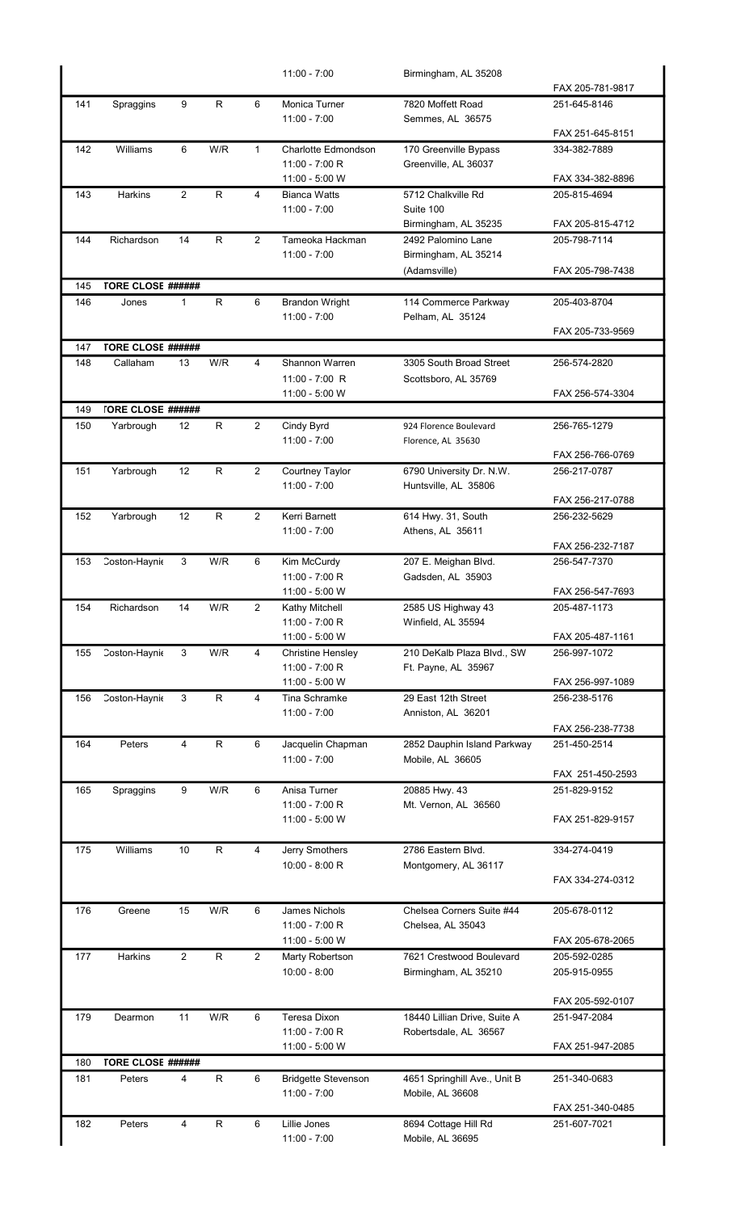| | | | | | 11:00 - 7:00 | Birmingham, AL 35208 | FAX 205-781-9817 |
|---|---|---|---|---|---|---|---|
| 141 | Spraggins | 9 | R | 6 | Monica Turner<br>11:00 - 7:00 | 7820 Moffett Road<br>Semmes, AL 36575 | 251-645-8146<br>FAX 251-645-8151 |
| 142 | Williams | 6 | W/R | 1 | Charlotte Edmondson<br>11:00 - 7:00 R<br>11:00 - 5:00 W | 170 Greenville Bypass<br>Greenville, AL 36037 | 334-382-7889<br>FAX 334-382-8896 |
| 143 | Harkins | 2 | R | 4 | Bianca Watts<br>11:00 - 7:00 | 5712 Chalkville Rd<br>Suite 100<br>Birmingham, AL 35235 | 205-815-4694<br>FAX 205-815-4712 |
| 144 | Richardson | 14 | R | 2 | Tameoka Hackman<br>11:00 - 7:00 | 2492 Palomino Lane<br>Birmingham, AL 35214<br>(Adamsville) | 205-798-7114<br>FAX 205-798-7438 |
| 145 | TORE CLOSE ###### | | | | | | |
| 146 | Jones | 1 | R | 6 | Brandon Wright<br>11:00 - 7:00 | 114 Commerce Parkway<br>Pelham, AL 35124 | 205-403-8704<br>FAX 205-733-9569 |
| 147 | TORE CLOSE ###### | | | | | | |
| 148 | Callaham | 13 | W/R | 4 | Shannon Warren<br>11:00 - 7:00 R<br>11:00 - 5:00 W | 3305 South Broad Street<br>Scottsboro, AL 35769 | 256-574-2820<br>FAX 256-574-3304 |
| 149 | TORE CLOSE ###### | | | | | | |
| 150 | Yarbrough | 12 | R | 2 | Cindy Byrd<br>11:00 - 7:00 | 924 Florence Boulevard<br>Florence, AL 35630 | 256-765-1279<br>FAX 256-766-0769 |
| 151 | Yarbrough | 12 | R | 2 | Courtney Taylor<br>11:00 - 7:00 | 6790 University Dr. N.W.<br>Huntsville, AL 35806 | 256-217-0787<br>FAX 256-217-0788 |
| 152 | Yarbrough | 12 | R | 2 | Kerri Barnett<br>11:00 - 7:00 | 614 Hwy. 31, South<br>Athens, AL 35611 | 256-232-5629<br>FAX 256-232-7187 |
| 153 | Coston-Haynie | 3 | W/R | 6 | Kim McCurdy<br>11:00 - 7:00 R<br>11:00 - 5:00 W | 207 E. Meighan Blvd.<br>Gadsden, AL 35903 | 256-547-7370<br>FAX 256-547-7693 |
| 154 | Richardson | 14 | W/R | 2 | Kathy Mitchell<br>11:00 - 7:00 R<br>11:00 - 5:00 W | 2585 US Highway 43<br>Winfield, AL 35594 | 205-487-1173<br>FAX 205-487-1161 |
| 155 | Coston-Haynie | 3 | W/R | 4 | Christine Hensley<br>11:00 - 7:00 R<br>11:00 - 5:00 W | 210 DeKalb Plaza Blvd., SW<br>Ft. Payne, AL 35967 | 256-997-1072<br>FAX 256-997-1089 |
| 156 | Coston-Haynie | 3 | R | 4 | Tina Schramke<br>11:00 - 7:00 | 29 East 12th Street<br>Anniston, AL 36201 | 256-238-5176<br>FAX 256-238-7738 |
| 164 | Peters | 4 | R | 6 | Jacquelin Chapman<br>11:00 - 7:00 | 2852 Dauphin Island Parkway<br>Mobile, AL 36605 | 251-450-2514<br>FAX 251-450-2593 |
| 165 | Spraggins | 9 | W/R | 6 | Anisa Turner<br>11:00 - 7:00 R<br>11:00 - 5:00 W | 20885 Hwy. 43<br>Mt. Vernon, AL 36560 | 251-829-9152<br>FAX 251-829-9157 |
| 175 | Williams | 10 | R | 4 | Jerry Smothers<br>10:00 - 8:00 R | 2786 Eastern Blvd.<br>Montgomery, AL 36117 | 334-274-0419<br>FAX 334-274-0312 |
| 176 | Greene | 15 | W/R | 6 | James Nichols<br>11:00 - 7:00 R<br>11:00 - 5:00 W | Chelsea Corners Suite #44<br>Chelsea, AL 35043 | 205-678-0112<br>FAX 205-678-2065 |
| 177 | Harkins | 2 | R | 2 | Marty Robertson<br>10:00 - 8:00 | 7621 Crestwood Boulevard<br>Birmingham, AL 35210 | 205-592-0285<br>205-915-0955<br>FAX 205-592-0107 |
| 179 | Dearmon | 11 | W/R | 6 | Teresa Dixon<br>11:00 - 7:00 R<br>11:00 - 5:00 W | 18440 Lillian Drive, Suite A<br>Robertsdale, AL 36567 | 251-947-2084<br>FAX 251-947-2085 |
| 180 | TORE CLOSE ###### | | | | | | |
| 181 | Peters | 4 | R | 6 | Bridgette Stevenson<br>11:00 - 7:00 | 4651 Springhill Ave., Unit B<br>Mobile, AL 36608 | 251-340-0683<br>FAX 251-340-0485 |
| 182 | Peters | 4 | R | 6 | Lillie Jones<br>11:00 - 7:00 | 8694 Cottage Hill Rd<br>Mobile, AL 36695 | 251-607-7021 |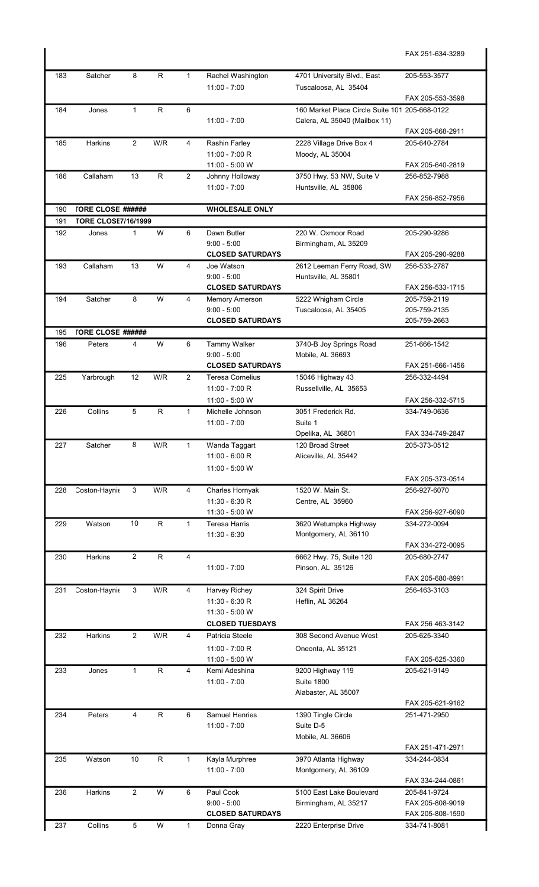| | | | | | | | FAX 251-634-3289 |
|---|---|---|---|---|---|---|---|
| 183 | Satcher | 8 | R | 1 | Rachel Washington<br>11:00 - 7:00 | 4701 University Blvd., East<br>Tuscaloosa, AL 35404 | 205-553-3577<br>FAX 205-553-3598 |
| 184 | Jones | 1 | R | 6 | 11:00 - 7:00 | 160 Market Place Circle Suite 101<br>Calera, AL 35040 (Mailbox 11) | 205-668-0122<br>FAX 205-668-2911 |
| 185 | Harkins | 2 | W/R | 4 | Rashin Farley<br>11:00 - 7:00 R<br>11:00 - 5:00 W | 2228 Village Drive Box 4<br>Moody, AL 35004 | 205-640-2784<br>FAX 205-640-2819 |
| 186 | Callaham | 13 | R | 2 | Johnny Holloway<br>11:00 - 7:00 | 3750 Hwy. 53 NW, Suite V<br>Huntsville, AL 35806 | 256-852-7988<br>FAX 256-852-7956 |
| 190 | TORE CLOSE ###### | | | | WHOLESALE ONLY | | |
| 191 | TORE CLOSE 7/16/1999 | | | | | | |
| 192 | Jones | 1 | W | 6 | Dawn Butler<br>9:00 - 5:00<br>CLOSED SATURDAYS | 220 W. Oxmoor Road<br>Birmingham, AL 35209 | 205-290-9286<br>FAX 205-290-9288 |
| 193 | Callaham | 13 | W | 4 | Joe Watson<br>9:00 - 5:00<br>CLOSED SATURDAYS | 2612 Leeman Ferry Road, SW<br>Huntsville, AL 35801 | 256-533-2787<br>FAX 256-533-1715 |
| 194 | Satcher | 8 | W | 4 | Memory Amerson<br>9:00 - 5:00<br>CLOSED SATURDAYS | 5222 Whigham Circle<br>Tuscaloosa, AL 35405 | 205-759-2119<br>205-759-2135<br>205-759-2663 |
| 195 | TORE CLOSE ###### | | | | | | |
| 196 | Peters | 4 | W | 6 | Tammy Walker<br>9:00 - 5:00<br>CLOSED SATURDAYS | 3740-B Joy Springs Road<br>Mobile, AL 36693 | 251-666-1542<br>FAX 251-666-1456 |
| 225 | Yarbrough | 12 | W/R | 2 | Teresa Cornelius<br>11:00 - 7:00 R<br>11:00 - 5:00 W | 15046 Highway 43<br>Russellville, AL 35653 | 256-332-4494<br>FAX 256-332-5715 |
| 226 | Collins | 5 | R | 1 | Michelle Johnson<br>11:00 - 7:00 | 3051 Frederick Rd.<br>Suite 1<br>Opelika, AL 36801 | 334-749-0636<br>FAX 334-749-2847 |
| 227 | Satcher | 8 | W/R | 1 | Wanda Taggart<br>11:00 - 6:00 R<br>11:00 - 5:00 W | 120 Broad Street<br>Aliceville, AL 35442 | 205-373-0512<br>FAX 205-373-0514 |
| 228 | Coston-Haynie | 3 | W/R | 4 | Charles Hornyak<br>11:30 - 6:30 R<br>11:30 - 5:00 W | 1520 W. Main St.<br>Centre, AL 35960 | 256-927-6070<br>FAX 256-927-6090 |
| 229 | Watson | 10 | R | 1 | Teresa Harris<br>11:30 - 6:30 | 3620 Wetumpka Highway<br>Montgomery, AL 36110 | 334-272-0094<br>FAX 334-272-0095 |
| 230 | Harkins | 2 | R | 4 | 11:00 - 7:00 | 6662 Hwy. 75, Suite 120<br>Pinson, AL 35126 | 205-680-2747<br>FAX 205-680-8991 |
| 231 | Coston-Haynie | 3 | W/R | 4 | Harvey Richey<br>11:30 - 6:30 R<br>11:30 - 5:00 W<br>CLOSED TUESDAYS | 324 Spirit Drive<br>Heflin, AL 36264 | 256-463-3103<br>FAX 256 463-3142 |
| 232 | Harkins | 2 | W/R | 4 | Patricia Steele<br>11:00 - 7:00 R<br>11:00 - 5:00 W | 308 Second Avenue West<br>Oneonta, AL 35121 | 205-625-3340<br>FAX 205-625-3360 |
| 233 | Jones | 1 | R | 4 | Kemi Adeshina<br>11:00 - 7:00 | 9200 Highway 119<br>Suite 1800<br>Alabaster, AL 35007 | 205-621-9149<br>FAX 205-621-9162 |
| 234 | Peters | 4 | R | 6 | Samuel Henries<br>11:00 - 7:00 | 1390 Tingle Circle<br>Suite D-5<br>Mobile, AL 36606 | 251-471-2950<br>FAX 251-471-2971 |
| 235 | Watson | 10 | R | 1 | Kayla Murphree<br>11:00 - 7:00 | 3970 Atlanta Highway<br>Montgomery, AL 36109 | 334-244-0834<br>FAX 334-244-0861 |
| 236 | Harkins | 2 | W | 6 | Paul Cook<br>9:00 - 5:00<br>CLOSED SATURDAYS | 5100 East Lake Boulevard<br>Birmingham, AL 35217 | 205-841-9724<br>FAX 205-808-9019<br>FAX 205-808-1590 |
| 237 | Collins | 5 | W | 1 | Donna Gray | 2220 Enterprise Drive | 334-741-8081 |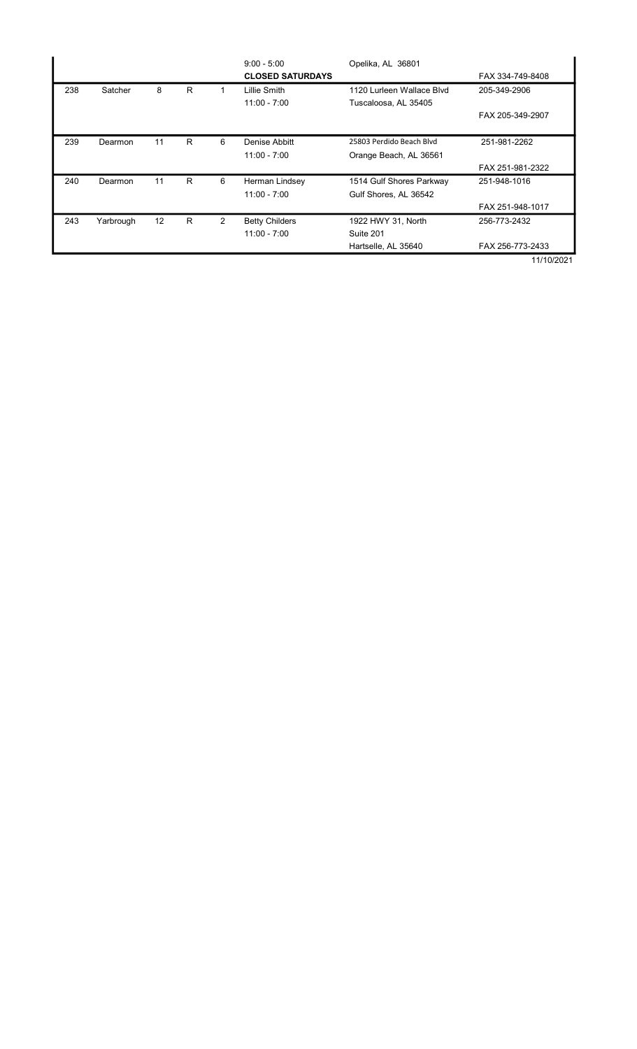| | | | | | | | |
|---|---|---|---|---|---|---|---|
| | | | | | 9:00 - 5:00<br>**CLOSED SATURDAYS** | Opelika, AL 36801 | FAX 334-749-8408 |
| 238 | Satcher | 8 | R | 1 | Lillie Smith<br>11:00 - 7:00 | 1120 Lurleen Wallace Blvd<br>Tuscaloosa, AL 35405 | 205-349-2906<br>FAX 205-349-2907 |
| 239 | Dearmon | 11 | R | 6 | Denise Abbitt<br>11:00 - 7:00 | 25803 Perdido Beach Blvd<br>Orange Beach, AL 36561 | 251-981-2262<br>FAX 251-981-2322 |
| 240 | Dearmon | 11 | R | 6 | Herman Lindsey<br>11:00 - 7:00 | 1514 Gulf Shores Parkway<br>Gulf Shores, AL 36542 | 251-948-1016<br>FAX 251-948-1017 |
| 243 | Yarbrough | 12 | R | 2 | Betty Childers<br>11:00 - 7:00 | 1922 HWY 31, North<br>Suite 201<br>Hartselle, AL 35640 | 256-773-2432<br>FAX 256-773-2433 |

11/10/2021